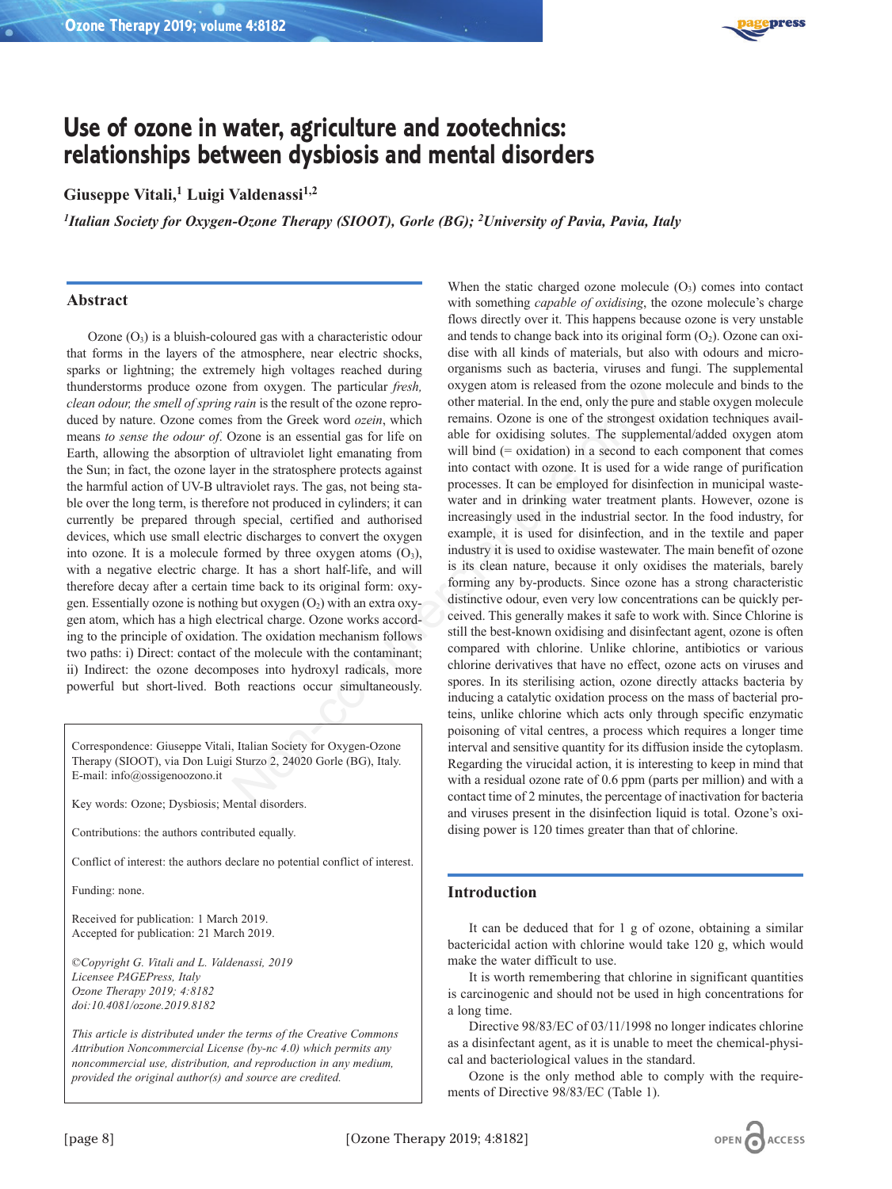# Use of ozone in water, agriculture and zootechnics: relationships between dysbiosis and mental disorders

**Giuseppe Vitali,[1] Luigi Valdenassi[1,2]**

*[1]Italian Society for Oxygen-Ozone Therapy (SIOOT), Gorle (BG); [2]University of Pavia, Pavia, Italy*

## Abstract

Ozone ($O_3$) is a bluish-coloured gas with a characteristic odour that forms in the layers of the atmosphere, near electric shocks, sparks or lightning; the extremely high voltages reached during thunderstorms produce ozone from oxygen. The particular *fresh, clean odour, the smell of spring rain* is the result of the ozone reproduced by nature. Ozone comes from the Greek word *ozein*, which means *to sense the odour of*. Ozone is an essential gas for life on Earth, allowing the absorption of ultraviolet light emanating from the Sun; in fact, the ozone layer in the stratosphere protects against the harmful action of UV-B ultraviolet rays. The gas, not being stable over the long term, is therefore not produced in cylinders; it can currently be prepared through special, certified and authorised devices, which use small electric discharges to convert the oxygen into ozone. It is a molecule formed by three oxygen atoms ($O_3$), with a negative electric charge. It has a short half-life, and will therefore decay after a certain time back to its original form: oxygen. Essentially ozone is nothing but oxygen ($O_2$) with an extra oxygen atom, which has a high electrical charge. Ozone works according to the principle of oxidation. The oxidation mechanism follows two paths: i) Direct: contact of the molecule with the contaminant; ii) Indirect: the ozone decomposes into hydroxyl radicals, more powerful but short-lived. Both reactions occur simultaneously. When the static charged ozone molecule ($O_3$) comes into contact with something *capable of oxidising*, the ozone molecule's charge flows directly over it. This happens because ozone is very unstable and tends to change back into its original form ($O_2$). Ozone can oxidise with all kinds of materials, but also with odours and microorganisms such as bacteria, viruses and fungi. The supplemental oxygen atom is released from the ozone molecule and binds to the other material. In the end, only the pure and stable oxygen molecule remains. Ozone is one of the strongest oxidation techniques available for oxidising solutes. The supplemental/added oxygen atom will bind (= oxidation) in a second to each component that comes into contact with ozone. It is used for a wide range of purification processes. It can be employed for disinfection in municipal wastewater and in drinking water treatment plants. However, ozone is increasingly used in the industrial sector. In the food industry, for example, it is used for disinfection, and in the textile and paper industry it is used to oxidise wastewater. The main benefit of ozone is its clean nature, because it only oxidises the materials, barely forming any by-products. Since ozone has a strong characteristic distinctive odour, even very low concentrations can be quickly perceived. This generally makes it safe to work with. Since Chlorine is still the best-known oxidising and disinfectant agent, ozone is often compared with chlorine. Unlike chlorine, antibiotics or various chlorine derivatives that have no effect, ozone acts on viruses and spores. In its sterilising action, ozone directly attacks bacteria by inducing a catalytic oxidation process on the mass of bacterial proteins, unlike chlorine which acts only through specific enzymatic poisoning of vital centres, a process which requires a longer time interval and sensitive quantity for its diffusion inside the cytoplasm. Regarding the virucidal action, it is interesting to keep in mind that with a residual ozone rate of 0.6 ppm (parts per million) and with a contact time of 2 minutes, the percentage of inactivation for bacteria and viruses present in the disinfection liquid is total. Ozone's oxidising power is 120 times greater than that of chlorine.

Correspondence: Giuseppe Vitali, Italian Society for Oxygen-Ozone Therapy (SIOOT), via Don Luigi Sturzo 2, 24020 Gorle (BG), Italy.
E-mail: info@ossigenoozono.it

Key words: Ozone; Dysbiosis; Mental disorders.

Contributions: the authors contributed equally.

Conflict of interest: the authors declare no potential conflict of interest.

Funding: none.

Received for publication: 1 March 2019.
Accepted for publication: 21 March 2019.

*©Copyright G. Vitali and L. Valdenassi, 2019*
*Licensee PAGEPress, Italy*
*Ozone Therapy 2019; 4:8182*
*doi:10.4081/ozone.2019.8182*

*This article is distributed under the terms of the Creative Commons Attribution Noncommercial License (by-nc 4.0) which permits any noncommercial use, distribution, and reproduction in any medium, provided the original author(s) and source are credited.*

## Introduction

It can be deduced that for 1 g of ozone, obtaining a similar bactericidal action with chlorine would take 120 g, which would make the water difficult to use.

It is worth remembering that chlorine in significant quantities is carcinogenic and should not be used in high concentrations for a long time.

Directive 98/83/EC of 03/11/1998 no longer indicates chlorine as a disinfectant agent, as it is unable to meet the chemical-physical and bacteriological values in the standard.

Ozone is the only method able to comply with the requirements of Directive 98/83/EC (Table 1).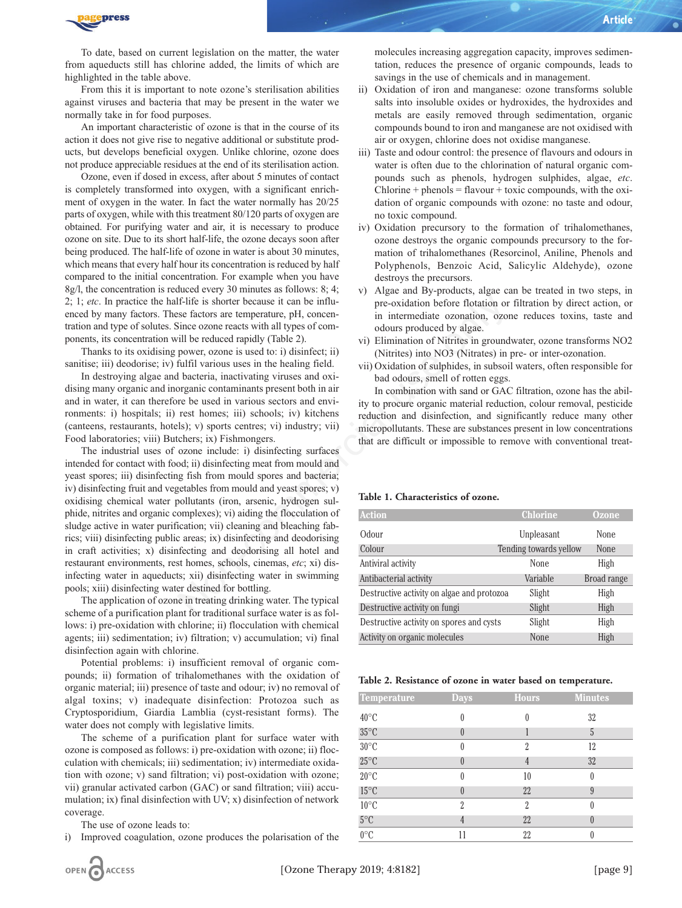To date, based on current legislation on the matter, the water from aqueducts still has chlorine added, the limits of which are highlighted in the table above.

From this it is important to note ozone's sterilisation abilities against viruses and bacteria that may be present in the water we normally take in for food purposes.

An important characteristic of ozone is that in the course of its action it does not give rise to negative additional or substitute products, but develops beneficial oxygen. Unlike chlorine, ozone does not produce appreciable residues at the end of its sterilisation action.

Ozone, even if dosed in excess, after about 5 minutes of contact is completely transformed into oxygen, with a significant enrichment of oxygen in the water. In fact the water normally has 20/25 parts of oxygen, while with this treatment 80/120 parts of oxygen are obtained. For purifying water and air, it is necessary to produce ozone on site. Due to its short half-life, the ozone decays soon after being produced. The half-life of ozone in water is about 30 minutes, which means that every half hour its concentration is reduced by half compared to the initial concentration. For example when you have 8g/l, the concentration is reduced every 30 minutes as follows: 8; 4; 2; 1; *etc*. In practice the half-life is shorter because it can be influenced by many factors. These factors are temperature, pH, concentration and type of solutes. Since ozone reacts with all types of components, its concentration will be reduced rapidly (Table 2).

Thanks to its oxidising power, ozone is used to: i) disinfect; ii) sanitise; iii) deodorise; iv) fulfil various uses in the healing field.

In destroying algae and bacteria, inactivating viruses and oxidising many organic and inorganic contaminants present both in air and in water, it can therefore be used in various sectors and environments: i) hospitals; ii) rest homes; iii) schools; iv) kitchens (canteens, restaurants, hotels); v) sports centres; vi) industry; vii) Food laboratories; viii) Butchers; ix) Fishmongers.

The industrial uses of ozone include: i) disinfecting surfaces intended for contact with food; ii) disinfecting meat from mould and yeast spores; iii) disinfecting fish from mould spores and bacteria; iv) disinfecting fruit and vegetables from mould and yeast spores; v) oxidising chemical water pollutants (iron, arsenic, hydrogen sulphide, nitrites and organic complexes); vi) aiding the flocculation of sludge active in water purification; vii) cleaning and bleaching fabrics; viii) disinfecting public areas; ix) disinfecting and deodorising in craft activities; x) disinfecting and deodorising all hotel and restaurant environments, rest homes, schools, cinemas, *etc*; xi) disinfecting water in aqueducts; xii) disinfecting water in swimming pools; xiii) disinfecting water destined for bottling.

The application of ozone in treating drinking water. The typical scheme of a purification plant for traditional surface water is as follows: i) pre-oxidation with chlorine; ii) flocculation with chemical agents; iii) sedimentation; iv) filtration; v) accumulation; vi) final disinfection again with chlorine.

Potential problems: i) insufficient removal of organic compounds; ii) formation of trihalomethanes with the oxidation of organic material; iii) presence of taste and odour; iv) no removal of algal toxins; v) inadequate disinfection: Protozoa such as Cryptosporidium, Giardia Lamblia (cyst-resistant forms). The water does not comply with legislative limits.

The scheme of a purification plant for surface water with ozone is composed as follows: i) pre-oxidation with ozone; ii) flocculation with chemicals; iii) sedimentation; iv) intermediate oxidation with ozone; v) sand filtration; vi) post-oxidation with ozone; vii) granular activated carbon (GAC) or sand filtration; viii) accumulation; ix) final disinfection with UV; x) disinfection of network coverage.

The use of ozone leads to:

i) Improved coagulation, ozone produces the polarisation of the molecules increasing aggregation capacity, improves sedimentation, reduces the presence of organic compounds, leads to savings in the use of chemicals and in management.
ii) Oxidation of iron and manganese: ozone transforms soluble salts into insoluble oxides or hydroxides, the hydroxides and metals are easily removed through sedimentation, organic compounds bound to iron and manganese are not oxidised with air or oxygen, chlorine does not oxidise manganese.
iii) Taste and odour control: the presence of flavours and odours in water is often due to the chlorination of natural organic compounds such as phenols, hydrogen sulphides, algae, *etc*. Chlorine + phenols = flavour + toxic compounds, with the oxidation of organic compounds with ozone: no taste and odour, no toxic compound.
iv) Oxidation precursory to the formation of trihalomethanes, ozone destroys the organic compounds precursory to the formation of trihalomethanes (Resorcinol, Aniline, Phenols and Polyphenols, Benzoic Acid, Salicylic Aldehyde), ozone destroys the precursors.
v) Algae and By-products, algae can be treated in two steps, in pre-oxidation before flotation or filtration by direct action, or in intermediate ozonation, ozone reduces toxins, taste and odours produced by algae.
vi) Elimination of Nitrites in groundwater, ozone transforms NO2 (Nitrites) into NO3 (Nitrates) in pre- or inter-ozonation.
vii) Oxidation of sulphides, in subsoil waters, often responsible for bad odours, smell of rotten eggs.

In combination with sand or GAC filtration, ozone has the ability to procure organic material reduction, colour removal, pesticide reduction and disinfection, and significantly reduce many other micropollutants. These are substances present in low concentrations that are difficult or impossible to remove with conventional treat-

**Table 1. Characteristics of ozone.**

| Action | Chlorine | Ozone |
|---|---|---|
| Odour | Unpleasant | None |
| Colour | Tending towards yellow | None |
| Antiviral activity | None | High |
| Antibacterial activity | Variable | Broad range |
| Destructive activity on algae and protozoa | Slight | High |
| Destructive activity on fungi | Slight | High |
| Destructive activity on spores and cysts | Slight | High |
| Activity on organic molecules | None | High |

**Table 2. Resistance of ozone in water based on temperature.**

| Temperature | Days | Hours | Minutes |
|---|---|---|---|
| 40°C | 0 | 0 | 32 |
| 35°C | 0 | 1 | 5 |
| 30°C | 0 | 2 | 12 |
| 25°C | 0 | 4 | 32 |
| 20°C | 0 | 10 | 0 |
| 15°C | 0 | 22 | 9 |
| 10°C | 2 | 2 | 0 |
| 5°C | 4 | 22 | 0 |
| 0°C | 11 | 22 | 0 |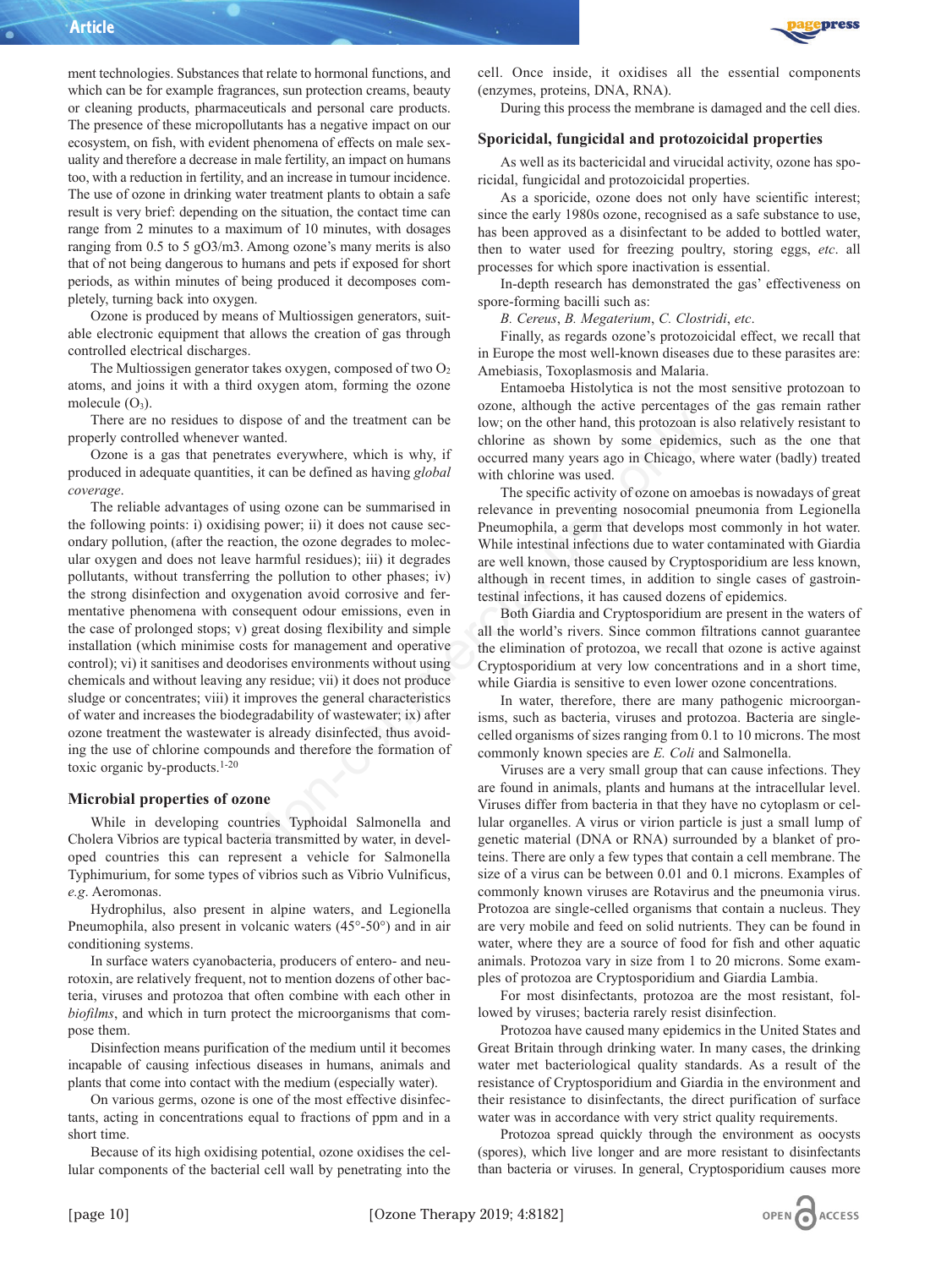ment technologies. Substances that relate to hormonal functions, and which can be for example fragrances, sun protection creams, beauty or cleaning products, pharmaceuticals and personal care products. The presence of these micropollutants has a negative impact on our ecosystem, on fish, with evident phenomena of effects on male sexuality and therefore a decrease in male fertility, an impact on humans too, with a reduction in fertility, and an increase in tumour incidence. The use of ozone in drinking water treatment plants to obtain a safe result is very brief: depending on the situation, the contact time can range from 2 minutes to a maximum of 10 minutes, with dosages ranging from 0.5 to 5 gO3/m3. Among ozone's many merits is also that of not being dangerous to humans and pets if exposed for short periods, as within minutes of being produced it decomposes completely, turning back into oxygen.

Ozone is produced by means of Multiossigen generators, suitable electronic equipment that allows the creation of gas through controlled electrical discharges.

The Multiossigen generator takes oxygen, composed of two $O_2$ atoms, and joins it with a third oxygen atom, forming the ozone molecule ($O_3$).

There are no residues to dispose of and the treatment can be properly controlled whenever wanted.

Ozone is a gas that penetrates everywhere, which is why, if produced in adequate quantities, it can be defined as having *global coverage*.

The reliable advantages of using ozone can be summarised in the following points: i) oxidising power; ii) it does not cause secondary pollution, (after the reaction, the ozone degrades to molecular oxygen and does not leave harmful residues); iii) it degrades pollutants, without transferring the pollution to other phases; iv) the strong disinfection and oxygenation avoid corrosive and fermentative phenomena with consequent odour emissions, even in the case of prolonged stops; v) great dosing flexibility and simple installation (which minimise costs for management and operative control); vi) it sanitises and deodorises environments without using chemicals and without leaving any residue; vii) it does not produce sludge or concentrates; viii) it improves the general characteristics of water and increases the biodegradability of wastewater; ix) after ozone treatment the wastewater is already disinfected, thus avoiding the use of chlorine compounds and therefore the formation of toxic organic by-products.[1-20]

### Microbial properties of ozone

While in developing countries Typhoidal Salmonella and Cholera Vibrios are typical bacteria transmitted by water, in developed countries this can represent a vehicle for Salmonella Typhimurium, for some types of vibrios such as Vibrio Vulnificus, *e.g.* Aeromonas.

Hydrophilus, also present in alpine waters, and Legionella Pneumophila, also present in volcanic waters (45°-50°) and in air conditioning systems.

In surface waters cyanobacteria, producers of entero- and neurotoxin, are relatively frequent, not to mention dozens of other bacteria, viruses and protozoa that often combine with each other in *biofilms*, and which in turn protect the microorganisms that compose them.

Disinfection means purification of the medium until it becomes incapable of causing infectious diseases in humans, animals and plants that come into contact with the medium (especially water).

On various germs, ozone is one of the most effective disinfectants, acting in concentrations equal to fractions of ppm and in a short time.

Because of its high oxidising potential, ozone oxidises the cellular components of the bacterial cell wall by penetrating into the cell. Once inside, it oxidises all the essential components (enzymes, proteins, DNA, RNA).

During this process the membrane is damaged and the cell dies.

### Sporicidal, fungicidal and protozoicidal properties

As well as its bactericidal and virucidal activity, ozone has sporicidal, fungicidal and protozoicidal properties.

As a sporicide, ozone does not only have scientific interest; since the early 1980s ozone, recognised as a safe substance to use, has been approved as a disinfectant to be added to bottled water, then to water used for freezing poultry, storing eggs, *etc*. all processes for which spore inactivation is essential.

In-depth research has demonstrated the gas' effectiveness on spore-forming bacilli such as:

*B. Cereus*, *B. Megaterium*, *C. Clostridi*, *etc*.

Finally, as regards ozone's protozoicidal effect, we recall that in Europe the most well-known diseases due to these parasites are: Amebiasis, Toxoplasmosis and Malaria.

Entamoeba Histolytica is not the most sensitive protozoan to ozone, although the active percentages of the gas remain rather low; on the other hand, this protozoan is also relatively resistant to chlorine as shown by some epidemics, such as the one that occurred many years ago in Chicago, where water (badly) treated with chlorine was used.

The specific activity of ozone on amoebas is nowadays of great relevance in preventing nosocomial pneumonia from Legionella Pneumophila, a germ that develops most commonly in hot water. While intestinal infections due to water contaminated with Giardia are well known, those caused by Cryptosporidium are less known, although in recent times, in addition to single cases of gastrointestinal infections, it has caused dozens of epidemics.

Both Giardia and Cryptosporidium are present in the waters of all the world's rivers. Since common filtrations cannot guarantee the elimination of protozoa, we recall that ozone is active against Cryptosporidium at very low concentrations and in a short time, while Giardia is sensitive to even lower ozone concentrations.

In water, therefore, there are many pathogenic microorganisms, such as bacteria, viruses and protozoa. Bacteria are single-celled organisms of sizes ranging from 0.1 to 10 microns. The most commonly known species are *E. Coli* and Salmonella.

Viruses are a very small group that can cause infections. They are found in animals, plants and humans at the intracellular level. Viruses differ from bacteria in that they have no cytoplasm or cellular organelles. A virus or virion particle is just a small lump of genetic material (DNA or RNA) surrounded by a blanket of proteins. There are only a few types that contain a cell membrane. The size of a virus can be between 0.01 and 0.1 microns. Examples of commonly known viruses are Rotavirus and the pneumonia virus. Protozoa are single-celled organisms that contain a nucleus. They are very mobile and feed on solid nutrients. They can be found in water, where they are a source of food for fish and other aquatic animals. Protozoa vary in size from 1 to 20 microns. Some examples of protozoa are Cryptosporidium and Giardia Lambia.

For most disinfectants, protozoa are the most resistant, followed by viruses; bacteria rarely resist disinfection.

Protozoa have caused many epidemics in the United States and Great Britain through drinking water. In many cases, the drinking water met bacteriological quality standards. As a result of the resistance of Cryptosporidium and Giardia in the environment and their resistance to disinfectants, the direct purification of surface water was in accordance with very strict quality requirements.

Protozoa spread quickly through the environment as oocysts (spores), which live longer and are more resistant to disinfectants than bacteria or viruses. In general, Cryptosporidium causes more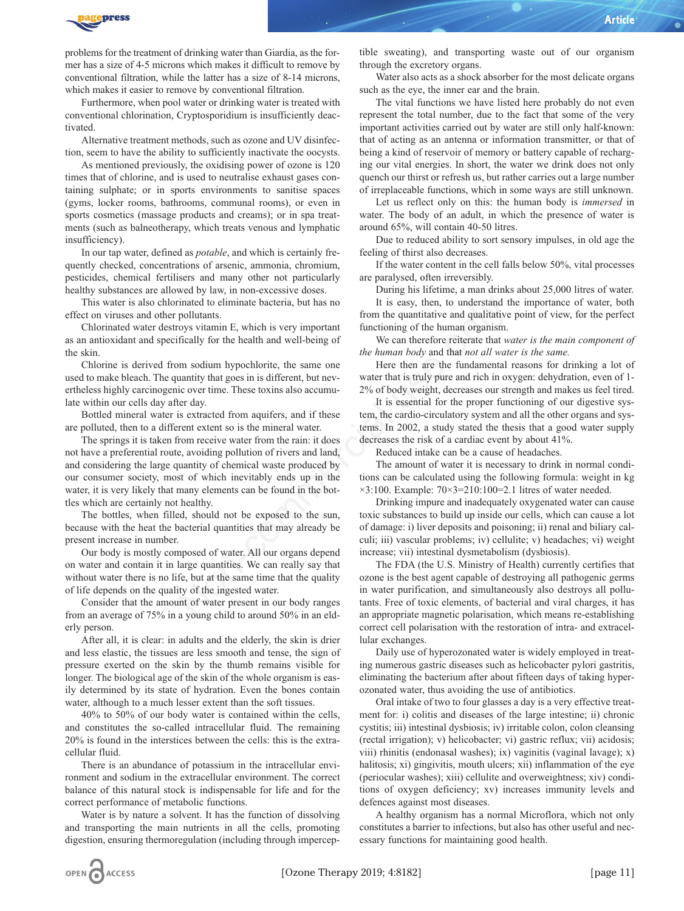problems for the treatment of drinking water than Giardia, as the former has a size of 4-5 microns which makes it difficult to remove by conventional filtration, while the latter has a size of 8-14 microns, which makes it easier to remove by conventional filtration.

Furthermore, when pool water or drinking water is treated with conventional chlorination, Cryptosporidium is insufficiently deactivated.

Alternative treatment methods, such as ozone and UV disinfection, seem to have the ability to sufficiently inactivate the oocysts.

As mentioned previously, the oxidising power of ozone is 120 times that of chlorine, and is used to neutralise exhaust gases containing sulphate; or in sports environments to sanitise spaces (gyms, locker rooms, bathrooms, communal rooms), or even in sports cosmetics (massage products and creams); or in spa treatments (such as balneotherapy, which treats venous and lymphatic insufficiency).

In our tap water, defined as *potable*, and which is certainly frequently checked, concentrations of arsenic, ammonia, chromium, pesticides, chemical fertilisers and many other not particularly healthy substances are allowed by law, in non-excessive doses.

This water is also chlorinated to eliminate bacteria, but has no effect on viruses and other pollutants.

Chlorinated water destroys vitamin E, which is very important as an antioxidant and specifically for the health and well-being of the skin.

Chlorine is derived from sodium hypochlorite, the same one used to make bleach. The quantity that goes in is different, but nevertheless highly carcinogenic over time. These toxins also accumulate within our cells day after day.

Bottled mineral water is extracted from aquifers, and if these are polluted, then to a different extent so is the mineral water.

The springs it is taken from receive water from the rain: it does not have a preferential route, avoiding pollution of rivers and land, and considering the large quantity of chemical waste produced by our consumer society, most of which inevitably ends up in the water, it is very likely that many elements can be found in the bottles which are certainly not healthy.

The bottles, when filled, should not be exposed to the sun, because with the heat the bacterial quantities that may already be present increase in number.

Our body is mostly composed of water. All our organs depend on water and contain it in large quantities. We can really say that without water there is no life, but at the same time that the quality of life depends on the quality of the ingested water.

Consider that the amount of water present in our body ranges from an average of 75% in a young child to around 50% in an elderly person.

After all, it is clear: in adults and the elderly, the skin is drier and less elastic, the tissues are less smooth and tense, the sign of pressure exerted on the skin by the thumb remains visible for longer. The biological age of the skin of the whole organism is easily determined by its state of hydration. Even the bones contain water, although to a much lesser extent than the soft tissues.

40% to 50% of our body water is contained within the cells, and constitutes the so-called intracellular fluid. The remaining 20% is found in the interstices between the cells: this is the extracellular fluid.

There is an abundance of potassium in the intracellular environment and sodium in the extracellular environment. The correct balance of this natural stock is indispensable for life and for the correct performance of metabolic functions.

Water is by nature a solvent. It has the function of dissolving and transporting the main nutrients in all the cells, promoting digestion, ensuring thermoregulation (including through imperceptible sweating), and transporting waste out of our organism through the excretory organs.

Water also acts as a shock absorber for the most delicate organs such as the eye, the inner ear and the brain.

The vital functions we have listed here probably do not even represent the total number, due to the fact that some of the very important activities carried out by water are still only half-known: that of acting as an antenna or information transmitter, or that of being a kind of reservoir of memory or battery capable of recharging our vital energies. In short, the water we drink does not only quench our thirst or refresh us, but rather carries out a large number of irreplaceable functions, which in some ways are still unknown.

Let us reflect only on this: the human body is *immersed* in water. The body of an adult, in which the presence of water is around 65%, will contain 40-50 litres.

Due to reduced ability to sort sensory impulses, in old age the feeling of thirst also decreases.

If the water content in the cell falls below 50%, vital processes are paralysed, often irreversibly.

During his lifetime, a man drinks about 25,000 litres of water.

It is easy, then, to understand the importance of water, both from the quantitative and qualitative point of view, for the perfect functioning of the human organism.

We can therefore reiterate that *water is the main component of the human body* and that *not all water is the same.*

Here then are the fundamental reasons for drinking a lot of water that is truly pure and rich in oxygen: dehydration, even of 1-2% of body weight, decreases our strength and makes us feel tired.

It is essential for the proper functioning of our digestive system, the cardio-circulatory system and all the other organs and systems. In 2002, a study stated the thesis that a good water supply decreases the risk of a cardiac event by about 41%.

Reduced intake can be a cause of headaches.

The amount of water it is necessary to drink in normal conditions can be calculated using the following formula: weight in kg ×3:100. Example: 70×3=210:100=2.1 litres of water needed.

Drinking impure and inadequately oxygenated water can cause toxic substances to build up inside our cells, which can cause a lot of damage: i) liver deposits and poisoning; ii) renal and biliary calculi; iii) vascular problems; iv) cellulite; v) headaches; vi) weight increase; vii) intestinal dysmetabolism (dysbiosis).

The FDA (the U.S. Ministry of Health) currently certifies that ozone is the best agent capable of destroying all pathogenic germs in water purification, and simultaneously also destroys all pollutants. Free of toxic elements, of bacterial and viral charges, it has an appropriate magnetic polarisation, which means re-establishing correct cell polarisation with the restoration of intra- and extracellular exchanges.

Daily use of hyperozonated water is widely employed in treating numerous gastric diseases such as helicobacter pylori gastritis, eliminating the bacterium after about fifteen days of taking hyperozonated water, thus avoiding the use of antibiotics.

Oral intake of two to four glasses a day is a very effective treatment for: i) colitis and diseases of the large intestine; ii) chronic cystitis; iii) intestinal dysbiosis; iv) irritable colon, colon cleansing (rectal irrigation); v) helicobacter; vi) gastric reflux; vii) acidosis; viii) rhinitis (endonasal washes); ix) vaginitis (vaginal lavage); x) halitosis; xi) gingivitis, mouth ulcers; xii) inflammation of the eye (periocular washes); xiii) cellulite and overweightness; xiv) conditions of oxygen deficiency; xv) increases immunity levels and defences against most diseases.

A healthy organism has a normal Microflora, which not only constitutes a barrier to infections, but also has other useful and necessary functions for maintaining good health.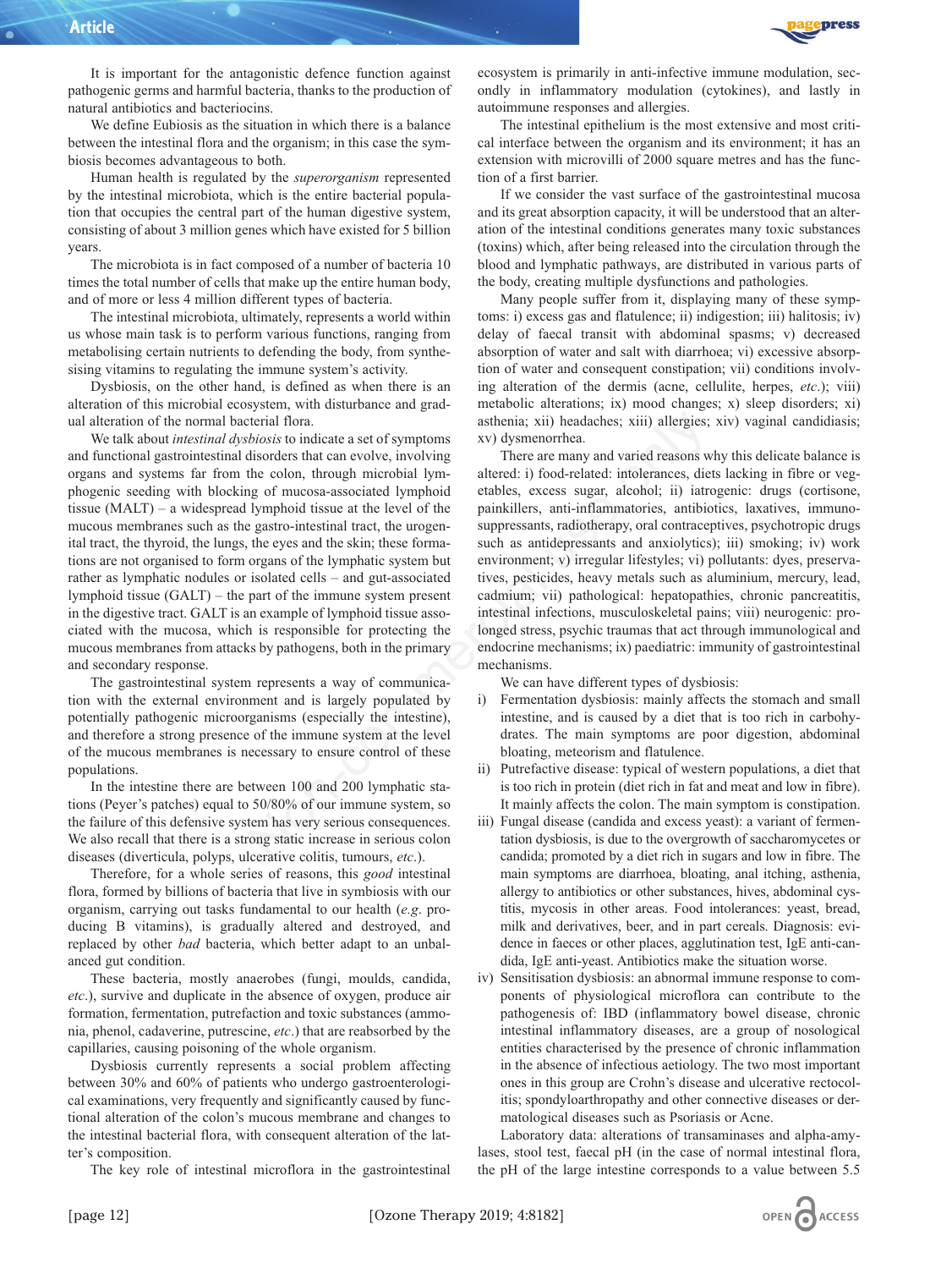It is important for the antagonistic defence function against pathogenic germs and harmful bacteria, thanks to the production of natural antibiotics and bacteriocins.

We define Eubiosis as the situation in which there is a balance between the intestinal flora and the organism; in this case the symbiosis becomes advantageous to both.

Human health is regulated by the *superorganism* represented by the intestinal microbiota, which is the entire bacterial population that occupies the central part of the human digestive system, consisting of about 3 million genes which have existed for 5 billion years.

The microbiota is in fact composed of a number of bacteria 10 times the total number of cells that make up the entire human body, and of more or less 4 million different types of bacteria.

The intestinal microbiota, ultimately, represents a world within us whose main task is to perform various functions, ranging from metabolising certain nutrients to defending the body, from synthesising vitamins to regulating the immune system's activity.

Dysbiosis, on the other hand, is defined as when there is an alteration of this microbial ecosystem, with disturbance and gradual alteration of the normal bacterial flora.

We talk about *intestinal dysbiosis* to indicate a set of symptoms and functional gastrointestinal disorders that can evolve, involving organs and systems far from the colon, through microbial lymphogenic seeding with blocking of mucosa-associated lymphoid tissue (MALT) – a widespread lymphoid tissue at the level of the mucous membranes such as the gastro-intestinal tract, the urogenital tract, the thyroid, the lungs, the eyes and the skin; these formations are not organised to form organs of the lymphatic system but rather as lymphatic nodules or isolated cells – and gut-associated lymphoid tissue (GALT) – the part of the immune system present in the digestive tract. GALT is an example of lymphoid tissue associated with the mucosa, which is responsible for protecting the mucous membranes from attacks by pathogens, both in the primary and secondary response.

The gastrointestinal system represents a way of communication with the external environment and is largely populated by potentially pathogenic microorganisms (especially the intestine), and therefore a strong presence of the immune system at the level of the mucous membranes is necessary to ensure control of these populations.

In the intestine there are between 100 and 200 lymphatic stations (Peyer's patches) equal to 50/80% of our immune system, so the failure of this defensive system has very serious consequences. We also recall that there is a strong static increase in serious colon diseases (diverticula, polyps, ulcerative colitis, tumours, *etc.*).

Therefore, for a whole series of reasons, this *good* intestinal flora, formed by billions of bacteria that live in symbiosis with our organism, carrying out tasks fundamental to our health (*e.g.* producing B vitamins), is gradually altered and destroyed, and replaced by other *bad* bacteria, which better adapt to an unbalanced gut condition.

These bacteria, mostly anaerobes (fungi, moulds, candida, *etc.*), survive and duplicate in the absence of oxygen, produce air formation, fermentation, putrefaction and toxic substances (ammonia, phenol, cadaverine, putrescine, *etc.*) that are reabsorbed by the capillaries, causing poisoning of the whole organism.

Dysbiosis currently represents a social problem affecting between 30% and 60% of patients who undergo gastroenterological examinations, very frequently and significantly caused by functional alteration of the colon's mucous membrane and changes to the intestinal bacterial flora, with consequent alteration of the latter's composition.

The key role of intestinal microflora in the gastrointestinal ecosystem is primarily in anti-infective immune modulation, secondly in inflammatory modulation (cytokines), and lastly in autoimmune responses and allergies.

The intestinal epithelium is the most extensive and most critical interface between the organism and its environment; it has an extension with microvilli of 2000 square metres and has the function of a first barrier.

If we consider the vast surface of the gastrointestinal mucosa and its great absorption capacity, it will be understood that an alteration of the intestinal conditions generates many toxic substances (toxins) which, after being released into the circulation through the blood and lymphatic pathways, are distributed in various parts of the body, creating multiple dysfunctions and pathologies.

Many people suffer from it, displaying many of these symptoms: i) excess gas and flatulence; ii) indigestion; iii) halitosis; iv) delay of faecal transit with abdominal spasms; v) decreased absorption of water and salt with diarrhoea; vi) excessive absorption of water and consequent constipation; vii) conditions involving alteration of the dermis (acne, cellulite, herpes, *etc.*); viii) metabolic alterations; ix) mood changes; x) sleep disorders; xi) asthenia; xii) headaches; xiii) allergies; xiv) vaginal candidiasis; xv) dysmenorrhea.

There are many and varied reasons why this delicate balance is altered: i) food-related: intolerances, diets lacking in fibre or vegetables, excess sugar, alcohol; ii) iatrogenic: drugs (cortisone, painkillers, anti-inflammatories, antibiotics, laxatives, immunosuppressants, radiotherapy, oral contraceptives, psychotropic drugs such as antidepressants and anxiolytics); iii) smoking; iv) work environment; v) irregular lifestyles; vi) pollutants: dyes, preservatives, pesticides, heavy metals such as aluminium, mercury, lead, cadmium; vii) pathological: hepatopathies, chronic pancreatitis, intestinal infections, musculoskeletal pains; viii) neurogenic: prolonged stress, psychic traumas that act through immunological and endocrine mechanisms; ix) paediatric: immunity of gastrointestinal mechanisms.

We can have different types of dysbiosis:

i) Fermentation dysbiosis: mainly affects the stomach and small intestine, and is caused by a diet that is too rich in carbohydrates. The main symptoms are poor digestion, abdominal bloating, meteorism and flatulence.
ii) Putrefactive disease: typical of western populations, a diet that is too rich in protein (diet rich in fat and meat and low in fibre). It mainly affects the colon. The main symptom is constipation.
iii) Fungal disease (candida and excess yeast): a variant of fermentation dysbiosis, is due to the overgrowth of saccharomycetes or candida; promoted by a diet rich in sugars and low in fibre. The main symptoms are diarrhoea, bloating, anal itching, asthenia, allergy to antibiotics or other substances, hives, abdominal cystitis, mycosis in other areas. Food intolerances: yeast, bread, milk and derivatives, beer, and in part cereals. Diagnosis: evidence in faeces or other places, agglutination test, IgE anti-candida, IgE anti-yeast. Antibiotics make the situation worse.
iv) Sensitisation dysbiosis: an abnormal immune response to components of physiological microflora can contribute to the pathogenesis of: IBD (inflammatory bowel disease, chronic intestinal inflammatory diseases, are a group of nosological entities characterised by the presence of chronic inflammation in the absence of infectious aetiology. The two most important ones in this group are Crohn's disease and ulcerative rectocolitis; spondyloarthropathy and other connective diseases or dermatological diseases such as Psoriasis or Acne.

Laboratory data: alterations of transaminases and alpha-amylases, stool test, faecal pH (in the case of normal intestinal flora, the pH of the large intestine corresponds to a value between 5.5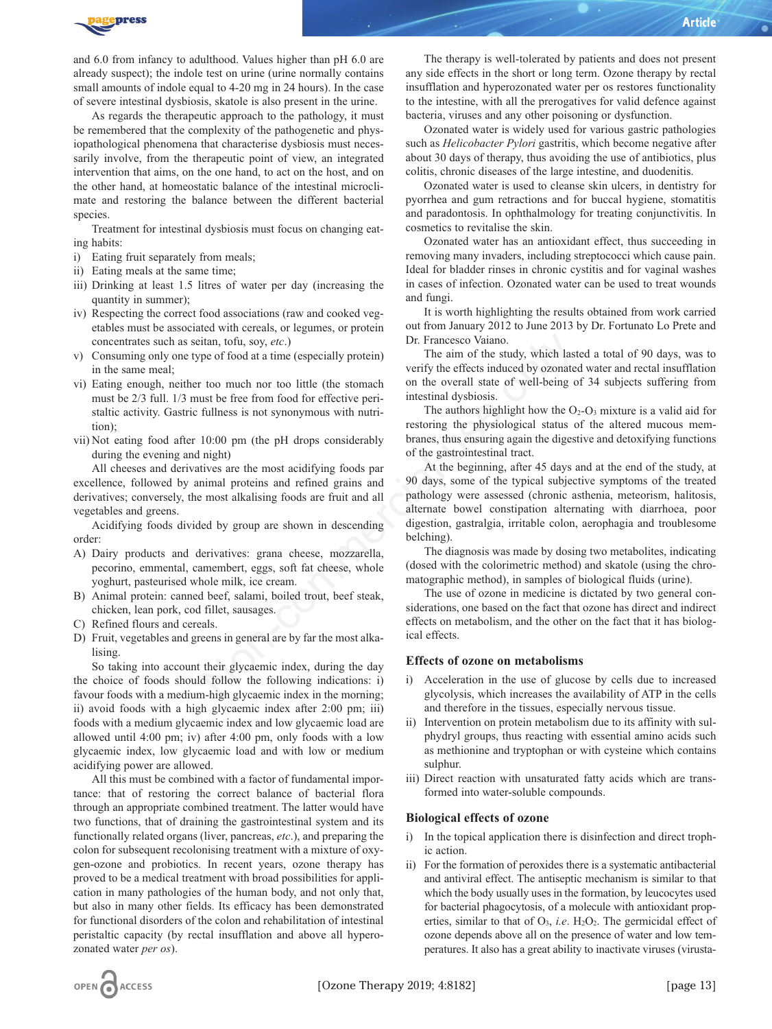and 6.0 from infancy to adulthood. Values higher than pH 6.0 are already suspect); the indole test on urine (urine normally contains small amounts of indole equal to 4-20 mg in 24 hours). In the case of severe intestinal dysbiosis, skatole is also present in the urine.

As regards the therapeutic approach to the pathology, it must be remembered that the complexity of the pathogenetic and physiopathological phenomena that characterise dysbiosis must necessarily involve, from the therapeutic point of view, an integrated intervention that aims, on the one hand, to act on the host, and on the other hand, at homeostatic balance of the intestinal microclimate and restoring the balance between the different bacterial species.

Treatment for intestinal dysbiosis must focus on changing eating habits:

i) Eating fruit separately from meals;
ii) Eating meals at the same time;
iii) Drinking at least 1.5 litres of water per day (increasing the quantity in summer);
iv) Respecting the correct food associations (raw and cooked vegetables must be associated with cereals, or legumes, or protein concentrates such as seitan, tofu, soy, *etc*.)
v) Consuming only one type of food at a time (especially protein) in the same meal;
vi) Eating enough, neither too much nor too little (the stomach must be 2/3 full. 1/3 must be free from food for effective peristaltic activity. Gastric fullness is not synonymous with nutrition);
vii) Not eating food after 10:00 pm (the pH drops considerably during the evening and night)

All cheeses and derivatives are the most acidifying foods par excellence, followed by animal proteins and refined grains and derivatives; conversely, the most alkalising foods are fruit and all vegetables and greens.

Acidifying foods divided by group are shown in descending order:

A) Dairy products and derivatives: grana cheese, mozzarella, pecorino, emmental, camembert, eggs, soft fat cheese, whole yoghurt, pasteurised whole milk, ice cream.
B) Animal protein: canned beef, salami, boiled trout, beef steak, chicken, lean pork, cod fillet, sausages.
C) Refined flours and cereals.
D) Fruit, vegetables and greens in general are by far the most alkalising.

So taking into account their glycaemic index, during the day the choice of foods should follow the following indications: i) favour foods with a medium-high glycaemic index in the morning; ii) avoid foods with a high glycaemic index after 2:00 pm; iii) foods with a medium glycaemic index and low glycaemic load are allowed until 4:00 pm; iv) after 4:00 pm, only foods with a low glycaemic index, low glycaemic load and with low or medium acidifying power are allowed.

All this must be combined with a factor of fundamental importance: that of restoring the correct balance of bacterial flora through an appropriate combined treatment. The latter would have two functions, that of draining the gastrointestinal system and its functionally related organs (liver, pancreas, *etc*.), and preparing the colon for subsequent recolonising treatment with a mixture of oxygen-ozone and probiotics. In recent years, ozone therapy has proved to be a medical treatment with broad possibilities for application in many pathologies of the human body, and not only that, but also in many other fields. Its efficacy has been demonstrated for functional disorders of the colon and rehabilitation of intestinal peristaltic capacity (by rectal insufflation and above all hyperozonated water *per os*).

The therapy is well-tolerated by patients and does not present any side effects in the short or long term. Ozone therapy by rectal insufflation and hyperozonated water per os restores functionality to the intestine, with all the prerogatives for valid defence against bacteria, viruses and any other poisoning or dysfunction.

Ozonated water is widely used for various gastric pathologies such as *Helicobacter Pylori* gastritis, which become negative after about 30 days of therapy, thus avoiding the use of antibiotics, plus colitis, chronic diseases of the large intestine, and duodenitis.

Ozonated water is used to cleanse skin ulcers, in dentistry for pyorrhea and gum retractions and for buccal hygiene, stomatitis and paradontosis. In ophthalmology for treating conjunctivitis. In cosmetics to revitalise the skin.

Ozonated water has an antioxidant effect, thus succeeding in removing many invaders, including streptococci which cause pain. Ideal for bladder rinses in chronic cystitis and for vaginal washes in cases of infection. Ozonated water can be used to treat wounds and fungi.

It is worth highlighting the results obtained from work carried out from January 2012 to June 2013 by Dr. Fortunato Lo Prete and Dr. Francesco Vaiano.

The aim of the study, which lasted a total of 90 days, was to verify the effects induced by ozonated water and rectal insufflation on the overall state of well-being of 34 subjects suffering from intestinal dysbiosis.

The authors highlight how the $O_2$-$O_3$ mixture is a valid aid for restoring the physiological status of the altered mucous membranes, thus ensuring again the digestive and detoxifying functions of the gastrointestinal tract.

At the beginning, after 45 days and at the end of the study, at 90 days, some of the typical subjective symptoms of the treated pathology were assessed (chronic asthenia, meteorism, halitosis, alternate bowel constipation alternating with diarrhoea, poor digestion, gastralgia, irritable colon, aerophagia and troublesome belching).

The diagnosis was made by dosing two metabolites, indicating (dosed with the colorimetric method) and skatole (using the chromatographic method), in samples of biological fluids (urine).

The use of ozone in medicine is dictated by two general considerations, one based on the fact that ozone has direct and indirect effects on metabolism, and the other on the fact that it has biological effects.

## Effects of ozone on metabolisms

i) Acceleration in the use of glucose by cells due to increased glycolysis, which increases the availability of ATP in the cells and therefore in the tissues, especially nervous tissue.
ii) Intervention on protein metabolism due to its affinity with sulphydryl groups, thus reacting with essential amino acids such as methionine and tryptophan or with cysteine which contains sulphur.
iii) Direct reaction with unsaturated fatty acids which are transformed into water-soluble compounds.

## Biological effects of ozone

i) In the topical application there is disinfection and direct trophic action.
ii) For the formation of peroxides there is a systematic antibacterial and antiviral effect. The antiseptic mechanism is similar to that which the body usually uses in the formation, by leucocytes used for bacterial phagocytosis, of a molecule with antioxidant properties, similar to that of $O_3$, *i.e*. $H_2O_2$. The germicidal effect of ozone depends above all on the presence of water and low temperatures. It also has a great ability to inactivate viruses (virusta-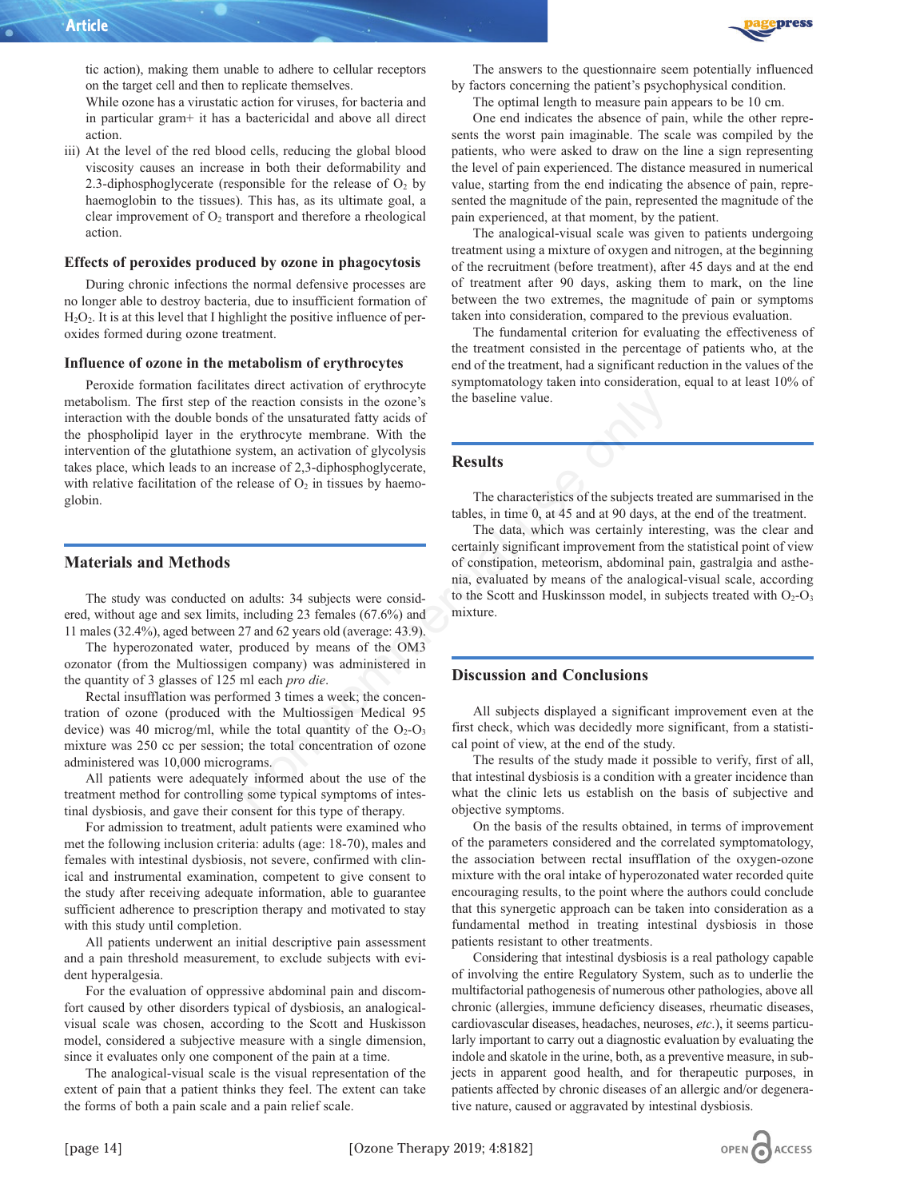tic action), making them unable to adhere to cellular receptors on the target cell and then to replicate themselves.
While ozone has a virustatic action for viruses, for bacteria and in particular gram+ it has a bactericidal and above all direct action.

iii) At the level of the red blood cells, reducing the global blood viscosity causes an increase in both their deformability and 2.3-diphosphoglycerate (responsible for the release of $O_2$ by haemoglobin to the tissues). This has, as its ultimate goal, a clear improvement of $O_2$ transport and therefore a rheological action.

### Effects of peroxides produced by ozone in phagocytosis

During chronic infections the normal defensive processes are no longer able to destroy bacteria, due to insufficient formation of $H_2O_2$. It is at this level that I highlight the positive influence of peroxides formed during ozone treatment.

### Influence of ozone in the metabolism of erythrocytes

Peroxide formation facilitates direct activation of erythrocyte metabolism. The first step of the reaction consists in the ozone's interaction with the double bonds of the unsaturated fatty acids of the phospholipid layer in the erythrocyte membrane. With the intervention of the glutathione system, an activation of glycolysis takes place, which leads to an increase of 2,3-diphosphoglycerate, with relative facilitation of the release of $O_2$ in tissues by haemoglobin.

## Materials and Methods

The study was conducted on adults: 34 subjects were considered, without age and sex limits, including 23 females (67.6%) and 11 males (32.4%), aged between 27 and 62 years old (average: 43.9).

The hyperozonated water, produced by means of the OM3 ozonator (from the Multiossigen company) was administered in the quantity of 3 glasses of 125 ml each *pro die*.

Rectal insufflation was performed 3 times a week; the concentration of ozone (produced with the Multiossigen Medical 95 device) was 40 microg/ml, while the total quantity of the $O_2$-$O_3$ mixture was 250 cc per session; the total concentration of ozone administered was 10,000 micrograms.

All patients were adequately informed about the use of the treatment method for controlling some typical symptoms of intestinal dysbiosis, and gave their consent for this type of therapy.

For admission to treatment, adult patients were examined who met the following inclusion criteria: adults (age: 18-70), males and females with intestinal dysbiosis, not severe, confirmed with clinical and instrumental examination, competent to give consent to the study after receiving adequate information, able to guarantee sufficient adherence to prescription therapy and motivated to stay with this study until completion.

All patients underwent an initial descriptive pain assessment and a pain threshold measurement, to exclude subjects with evident hyperalgesia.

For the evaluation of oppressive abdominal pain and discomfort caused by other disorders typical of dysbiosis, an analogical-visual scale was chosen, according to the Scott and Huskisson model, considered a subjective measure with a single dimension, since it evaluates only one component of the pain at a time.

The analogical-visual scale is the visual representation of the extent of pain that a patient thinks they feel. The extent can take the forms of both a pain scale and a pain relief scale.

The answers to the questionnaire seem potentially influenced by factors concerning the patient's psychophysical condition.

The optimal length to measure pain appears to be 10 cm.

One end indicates the absence of pain, while the other represents the worst pain imaginable. The scale was compiled by the patients, who were asked to draw on the line a sign representing the level of pain experienced. The distance measured in numerical value, starting from the end indicating the absence of pain, represented the magnitude of the pain, represented the magnitude of the pain experienced, at that moment, by the patient.

The analogical-visual scale was given to patients undergoing treatment using a mixture of oxygen and nitrogen, at the beginning of the recruitment (before treatment), after 45 days and at the end of treatment after 90 days, asking them to mark, on the line between the two extremes, the magnitude of pain or symptoms taken into consideration, compared to the previous evaluation.

The fundamental criterion for evaluating the effectiveness of the treatment consisted in the percentage of patients who, at the end of the treatment, had a significant reduction in the values of the symptomatology taken into consideration, equal to at least 10% of the baseline value.

## Results

The characteristics of the subjects treated are summarised in the tables, in time 0, at 45 and at 90 days, at the end of the treatment.

The data, which was certainly interesting, was the clear and certainly significant improvement from the statistical point of view of constipation, meteorism, abdominal pain, gastralgia and asthenia, evaluated by means of the analogical-visual scale, according to the Scott and Huskinsson model, in subjects treated with $O_2$-$O_3$ mixture.

## Discussion and Conclusions

All subjects displayed a significant improvement even at the first check, which was decidedly more significant, from a statistical point of view, at the end of the study.

The results of the study made it possible to verify, first of all, that intestinal dysbiosis is a condition with a greater incidence than what the clinic lets us establish on the basis of subjective and objective symptoms.

On the basis of the results obtained, in terms of improvement of the parameters considered and the correlated symptomatology, the association between rectal insufflation of the oxygen-ozone mixture with the oral intake of hyperozonated water produced quite encouraging results, to the point where the authors could conclude that this synergetic approach can be taken into consideration as a fundamental method in treating intestinal dysbiosis in those patients resistant to other treatments.

Considering that intestinal dysbiosis is a real pathology capable of involving the entire Regulatory System, such as to underlie the multifactorial pathogenesis of numerous other pathologies, above all chronic (allergies, immune deficiency diseases, rheumatic diseases, cardiovascular diseases, headaches, neuroses, *etc.*), it seems particularly important to carry out a diagnostic evaluation by evaluating the indole and skatole in the urine, both, as a preventive measure, in subjects in apparent good health, and for therapeutic purposes, in patients affected by chronic diseases of an allergic and/or degenerative nature, caused or aggravated by intestinal dysbiosis.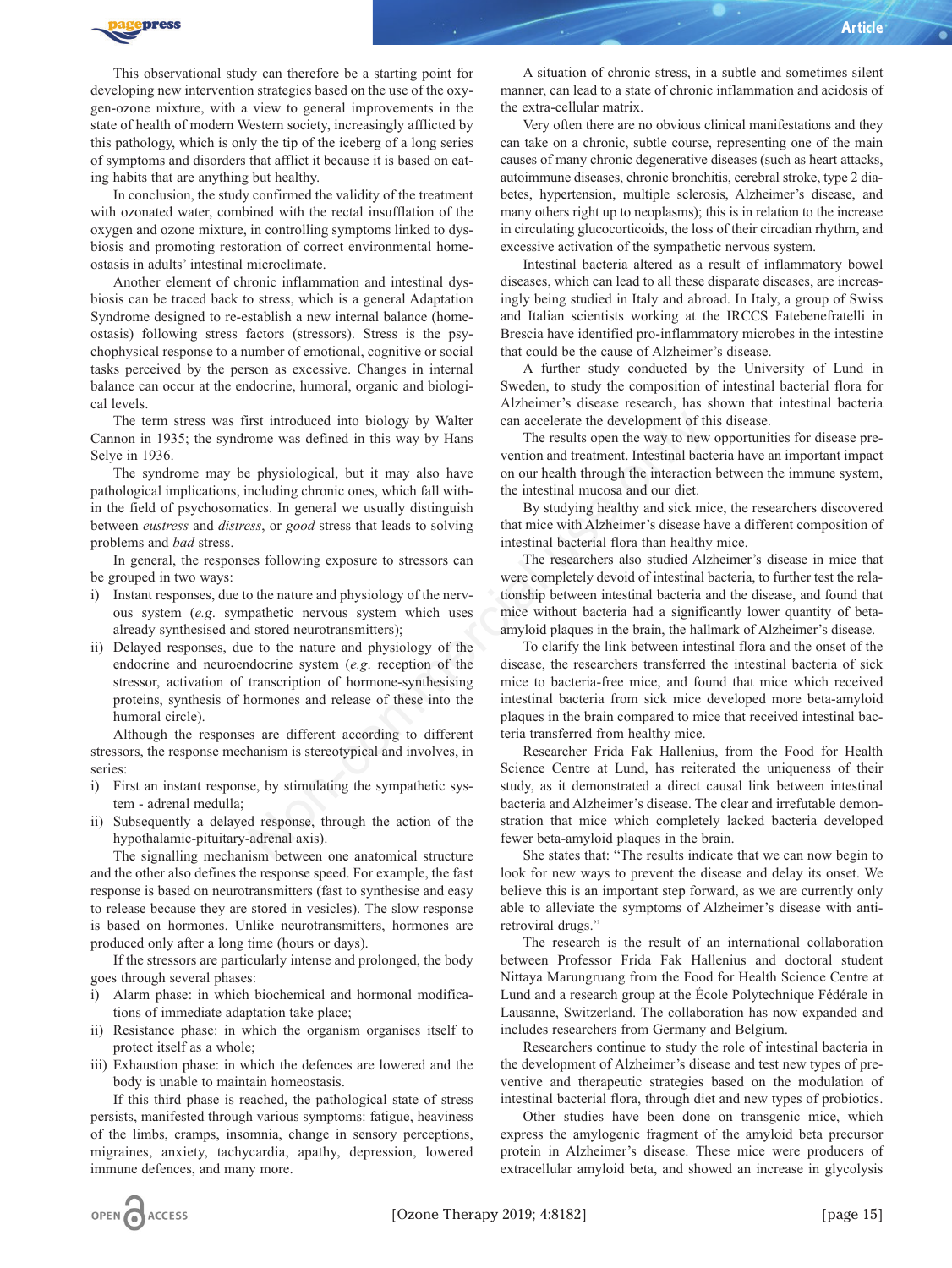This observational study can therefore be a starting point for developing new intervention strategies based on the use of the oxygen-ozone mixture, with a view to general improvements in the state of health of modern Western society, increasingly afflicted by this pathology, which is only the tip of the iceberg of a long series of symptoms and disorders that afflict it because it is based on eating habits that are anything but healthy.

In conclusion, the study confirmed the validity of the treatment with ozonated water, combined with the rectal insufflation of the oxygen and ozone mixture, in controlling symptoms linked to dysbiosis and promoting restoration of correct environmental homeostasis in adults' intestinal microclimate.

Another element of chronic inflammation and intestinal dysbiosis can be traced back to stress, which is a general Adaptation Syndrome designed to re-establish a new internal balance (homeostasis) following stress factors (stressors). Stress is the psychophysical response to a number of emotional, cognitive or social tasks perceived by the person as excessive. Changes in internal balance can occur at the endocrine, humoral, organic and biological levels.

The term stress was first introduced into biology by Walter Cannon in 1935; the syndrome was defined in this way by Hans Selye in 1936.

The syndrome may be physiological, but it may also have pathological implications, including chronic ones, which fall within the field of psychosomatics. In general we usually distinguish between *eustress* and *distress*, or *good* stress that leads to solving problems and *bad* stress.

In general, the responses following exposure to stressors can be grouped in two ways:

i) Instant responses, due to the nature and physiology of the nervous system (*e.g.* sympathetic nervous system which uses already synthesised and stored neurotransmitters);
ii) Delayed responses, due to the nature and physiology of the endocrine and neuroendocrine system (*e.g.* reception of the stressor, activation of transcription of hormone-synthesising proteins, synthesis of hormones and release of these into the humoral circle).

Although the responses are different according to different stressors, the response mechanism is stereotypical and involves, in series:

i) First an instant response, by stimulating the sympathetic system - adrenal medulla;
ii) Subsequently a delayed response, through the action of the hypothalamic-pituitary-adrenal axis).

The signalling mechanism between one anatomical structure and the other also defines the response speed. For example, the fast response is based on neurotransmitters (fast to synthesise and easy to release because they are stored in vesicles). The slow response is based on hormones. Unlike neurotransmitters, hormones are produced only after a long time (hours or days).

If the stressors are particularly intense and prolonged, the body goes through several phases:

i) Alarm phase: in which biochemical and hormonal modifications of immediate adaptation take place;
ii) Resistance phase: in which the organism organises itself to protect itself as a whole;
iii) Exhaustion phase: in which the defences are lowered and the body is unable to maintain homeostasis.

If this third phase is reached, the pathological state of stress persists, manifested through various symptoms: fatigue, heaviness of the limbs, cramps, insomnia, change in sensory perceptions, migraines, anxiety, tachycardia, apathy, depression, lowered immune defences, and many more.

A situation of chronic stress, in a subtle and sometimes silent manner, can lead to a state of chronic inflammation and acidosis of the extra-cellular matrix.

Very often there are no obvious clinical manifestations and they can take on a chronic, subtle course, representing one of the main causes of many chronic degenerative diseases (such as heart attacks, autoimmune diseases, chronic bronchitis, cerebral stroke, type 2 diabetes, hypertension, multiple sclerosis, Alzheimer's disease, and many others right up to neoplasms); this is in relation to the increase in circulating glucocorticoids, the loss of their circadian rhythm, and excessive activation of the sympathetic nervous system.

Intestinal bacteria altered as a result of inflammatory bowel diseases, which can lead to all these disparate diseases, are increasingly being studied in Italy and abroad. In Italy, a group of Swiss and Italian scientists working at the IRCCS Fatebenefratelli in Brescia have identified pro-inflammatory microbes in the intestine that could be the cause of Alzheimer's disease.

A further study conducted by the University of Lund in Sweden, to study the composition of intestinal bacterial flora for Alzheimer's disease research, has shown that intestinal bacteria can accelerate the development of this disease.

The results open the way to new opportunities for disease prevention and treatment. Intestinal bacteria have an important impact on our health through the interaction between the immune system, the intestinal mucosa and our diet.

By studying healthy and sick mice, the researchers discovered that mice with Alzheimer's disease have a different composition of intestinal bacterial flora than healthy mice.

The researchers also studied Alzheimer's disease in mice that were completely devoid of intestinal bacteria, to further test the relationship between intestinal bacteria and the disease, and found that mice without bacteria had a significantly lower quantity of beta-amyloid plaques in the brain, the hallmark of Alzheimer's disease.

To clarify the link between intestinal flora and the onset of the disease, the researchers transferred the intestinal bacteria of sick mice to bacteria-free mice, and found that mice which received intestinal bacteria from sick mice developed more beta-amyloid plaques in the brain compared to mice that received intestinal bacteria transferred from healthy mice.

Researcher Frida Fak Hallenius, from the Food for Health Science Centre at Lund, has reiterated the uniqueness of their study, as it demonstrated a direct causal link between intestinal bacteria and Alzheimer's disease. The clear and irrefutable demonstration that mice which completely lacked bacteria developed fewer beta-amyloid plaques in the brain.

She states that: "The results indicate that we can now begin to look for new ways to prevent the disease and delay its onset. We believe this is an important step forward, as we are currently only able to alleviate the symptoms of Alzheimer's disease with antiretroviral drugs."

The research is the result of an international collaboration between Professor Frida Fak Hallenius and doctoral student Nittaya Marungruang from the Food for Health Science Centre at Lund and a research group at the École Polytechnique Fédérale in Lausanne, Switzerland. The collaboration has now expanded and includes researchers from Germany and Belgium.

Researchers continue to study the role of intestinal bacteria in the development of Alzheimer's disease and test new types of preventive and therapeutic strategies based on the modulation of intestinal bacterial flora, through diet and new types of probiotics.

Other studies have been done on transgenic mice, which express the amylogenic fragment of the amyloid beta precursor protein in Alzheimer's disease. These mice were producers of extracellular amyloid beta, and showed an increase in glycolysis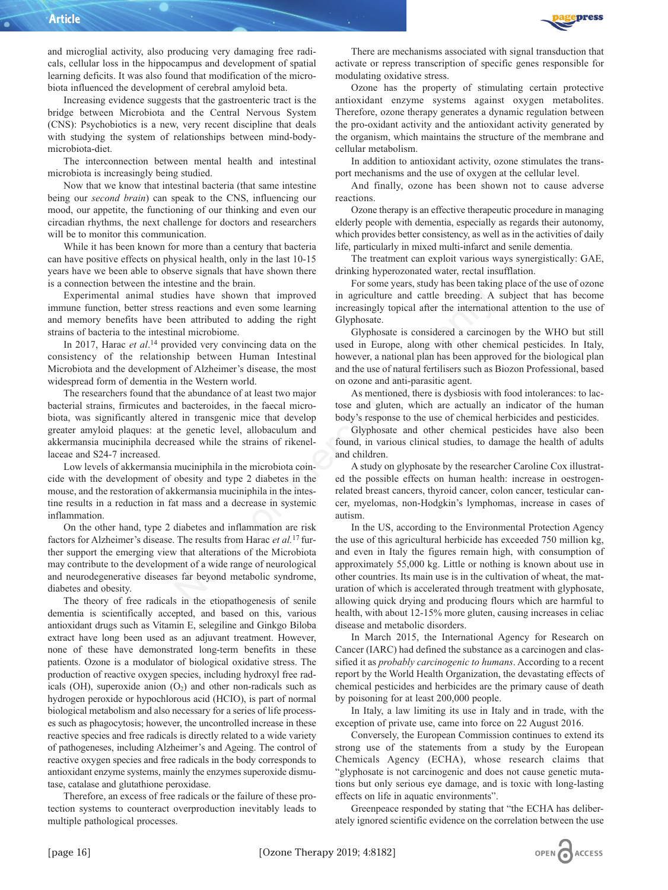and microglial activity, also producing very damaging free radicals, cellular loss in the hippocampus and development of spatial learning deficits. It was also found that modification of the microbiota influenced the development of cerebral amyloid beta.

Increasing evidence suggests that the gastroenteric tract is the bridge between Microbiota and the Central Nervous System (CNS): Psychobiotics is a new, very recent discipline that deals with studying the system of relationships between mind-body-microbiota-diet.

The interconnection between mental health and intestinal microbiota is increasingly being studied.

Now that we know that intestinal bacteria (that same intestine being our *second brain*) can speak to the CNS, influencing our mood, our appetite, the functioning of our thinking and even our circadian rhythms, the next challenge for doctors and researchers will be to monitor this communication.

While it has been known for more than a century that bacteria can have positive effects on physical health, only in the last 10-15 years have we been able to observe signals that have shown there is a connection between the intestine and the brain.

Experimental animal studies have shown that improved immune function, better stress reactions and even some learning and memory benefits have been attributed to adding the right strains of bacteria to the intestinal microbiome.

In 2017, Harac *et al.*[14] provided very convincing data on the consistency of the relationship between Human Intestinal Microbiota and the development of Alzheimer's disease, the most widespread form of dementia in the Western world.

The researchers found that the abundance of at least two major bacterial strains, firmicutes and bacteroides, in the faecal microbiota, was significantly altered in transgenic mice that develop greater amyloid plaques: at the genetic level, allobaculum and akkermansia muciniphila decreased while the strains of rikenellaceae and S24-7 increased.

Low levels of akkermansia muciniphila in the microbiota coincide with the development of obesity and type 2 diabetes in the mouse, and the restoration of akkermansia muciniphila in the intestine results in a reduction in fat mass and a decrease in systemic inflammation.

On the other hand, type 2 diabetes and inflammation are risk factors for Alzheimer's disease. The results from Harac *et al.*[17] further support the emerging view that alterations of the Microbiota may contribute to the development of a wide range of neurological and neurodegenerative diseases far beyond metabolic syndrome, diabetes and obesity.

The theory of free radicals in the etiopathogenesis of senile dementia is scientifically accepted, and based on this, various antioxidant drugs such as Vitamin E, selegiline and Ginkgo Biloba extract have long been used as an adjuvant treatment. However, none of these have demonstrated long-term benefits in these patients. Ozone is a modulator of biological oxidative stress. The production of reactive oxygen species, including hydroxyl free radicals (OH), superoxide anion ($O_2$) and other non-radicals such as hydrogen peroxide or hypochlorous acid (HClO), is part of normal biological metabolism and also necessary for a series of life processes such as phagocytosis; however, the uncontrolled increase in these reactive species and free radicals is directly related to a wide variety of pathogeneses, including Alzheimer's and Ageing. The control of reactive oxygen species and free radicals in the body corresponds to antioxidant enzyme systems, mainly the enzymes superoxide dismutase, catalase and glutathione peroxidase.

Therefore, an excess of free radicals or the failure of these protection systems to counteract overproduction inevitably leads to multiple pathological processes.

There are mechanisms associated with signal transduction that activate or repress transcription of specific genes responsible for modulating oxidative stress.

Ozone has the property of stimulating certain protective antioxidant enzyme systems against oxygen metabolites. Therefore, ozone therapy generates a dynamic regulation between the pro-oxidant activity and the antioxidant activity generated by the organism, which maintains the structure of the membrane and cellular metabolism.

In addition to antioxidant activity, ozone stimulates the transport mechanisms and the use of oxygen at the cellular level.

And finally, ozone has been shown not to cause adverse reactions.

Ozone therapy is an effective therapeutic procedure in managing elderly people with dementia, especially as regards their autonomy, which provides better consistency, as well as in the activities of daily life, particularly in mixed multi-infarct and senile dementia.

The treatment can exploit various ways synergistically: GAE, drinking hyperozonated water, rectal insufflation.

For some years, study has been taking place of the use of ozone in agriculture and cattle breeding. A subject that has become increasingly topical after the international attention to the use of Glyphosate.

Glyphosate is considered a carcinogen by the WHO but still used in Europe, along with other chemical pesticides. In Italy, however, a national plan has been approved for the biological plan and the use of natural fertilisers such as Biozon Professional, based on ozone and anti-parasitic agent.

As mentioned, there is dysbiosis with food intolerances: to lactose and gluten, which are actually an indicator of the human body's response to the use of chemical herbicides and pesticides.

Glyphosate and other chemical pesticides have also been found, in various clinical studies, to damage the health of adults and children.

A study on glyphosate by the researcher Caroline Cox illustrated the possible effects on human health: increase in oestrogen-related breast cancers, thyroid cancer, colon cancer, testicular cancer, myelomas, non-Hodgkin's lymphomas, increase in cases of autism.

In the US, according to the Environmental Protection Agency the use of this agricultural herbicide has exceeded 750 million kg, and even in Italy the figures remain high, with consumption of approximately 55,000 kg. Little or nothing is known about use in other countries. Its main use is in the cultivation of wheat, the maturation of which is accelerated through treatment with glyphosate, allowing quick drying and producing flours which are harmful to health, with about 12-15% more gluten, causing increases in celiac disease and metabolic disorders.

In March 2015, the International Agency for Research on Cancer (IARC) had defined the substance as a carcinogen and classified it as *probably carcinogenic to humans*. According to a recent report by the World Health Organization, the devastating effects of chemical pesticides and herbicides are the primary cause of death by poisoning for at least 200,000 people.

In Italy, a law limiting its use in Italy and in trade, with the exception of private use, came into force on 22 August 2016.

Conversely, the European Commission continues to extend its strong use of the statements from a study by the European Chemicals Agency (ECHA), whose research claims that "glyphosate is not carcinogenic and does not cause genetic mutations but only serious eye damage, and is toxic with long-lasting effects on life in aquatic environments".

Greenpeace responded by stating that "the ECHA has deliberately ignored scientific evidence on the correlation between the use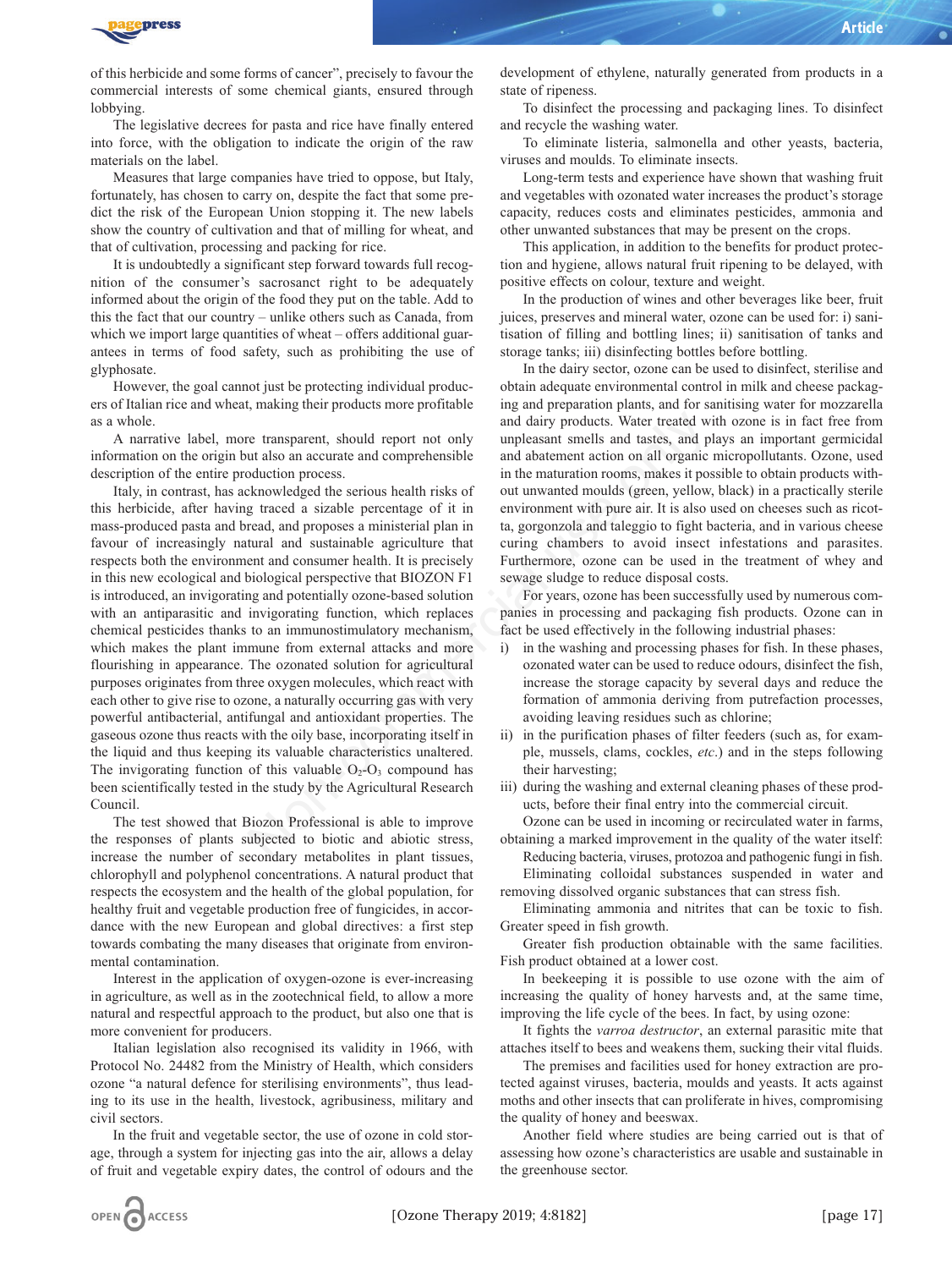of this herbicide and some forms of cancer", precisely to favour the commercial interests of some chemical giants, ensured through lobbying.

The legislative decrees for pasta and rice have finally entered into force, with the obligation to indicate the origin of the raw materials on the label.

Measures that large companies have tried to oppose, but Italy, fortunately, has chosen to carry on, despite the fact that some predict the risk of the European Union stopping it. The new labels show the country of cultivation and that of milling for wheat, and that of cultivation, processing and packing for rice.

It is undoubtedly a significant step forward towards full recognition of the consumer's sacrosanct right to be adequately informed about the origin of the food they put on the table. Add to this the fact that our country – unlike others such as Canada, from which we import large quantities of wheat – offers additional guarantees in terms of food safety, such as prohibiting the use of glyphosate.

However, the goal cannot just be protecting individual producers of Italian rice and wheat, making their products more profitable as a whole.

A narrative label, more transparent, should report not only information on the origin but also an accurate and comprehensible description of the entire production process.

Italy, in contrast, has acknowledged the serious health risks of this herbicide, after having traced a sizable percentage of it in mass-produced pasta and bread, and proposes a ministerial plan in favour of increasingly natural and sustainable agriculture that respects both the environment and consumer health. It is precisely in this new ecological and biological perspective that BIOZON F1 is introduced, an invigorating and potentially ozone-based solution with an antiparasitic and invigorating function, which replaces chemical pesticides thanks to an immunostimulatory mechanism, which makes the plant immune from external attacks and more flourishing in appearance. The ozonated solution for agricultural purposes originates from three oxygen molecules, which react with each other to give rise to ozone, a naturally occurring gas with very powerful antibacterial, antifungal and antioxidant properties. The gaseous ozone thus reacts with the oily base, incorporating itself in the liquid and thus keeping its valuable characteristics unaltered. The invigorating function of this valuable $O_2$-$O_3$ compound has been scientifically tested in the study by the Agricultural Research Council.

The test showed that Biozon Professional is able to improve the responses of plants subjected to biotic and abiotic stress, increase the number of secondary metabolites in plant tissues, chlorophyll and polyphenol concentrations. A natural product that respects the ecosystem and the health of the global population, for healthy fruit and vegetable production free of fungicides, in accordance with the new European and global directives: a first step towards combating the many diseases that originate from environmental contamination.

Interest in the application of oxygen-ozone is ever-increasing in agriculture, as well as in the zootechnical field, to allow a more natural and respectful approach to the product, but also one that is more convenient for producers.

Italian legislation also recognised its validity in 1966, with Protocol No. 24482 from the Ministry of Health, which considers ozone "a natural defence for sterilising environments", thus leading to its use in the health, livestock, agribusiness, military and civil sectors.

In the fruit and vegetable sector, the use of ozone in cold storage, through a system for injecting gas into the air, allows a delay of fruit and vegetable expiry dates, the control of odours and the development of ethylene, naturally generated from products in a state of ripeness.

To disinfect the processing and packaging lines. To disinfect and recycle the washing water.

To eliminate listeria, salmonella and other yeasts, bacteria, viruses and moulds. To eliminate insects.

Long-term tests and experience have shown that washing fruit and vegetables with ozonated water increases the product's storage capacity, reduces costs and eliminates pesticides, ammonia and other unwanted substances that may be present on the crops.

This application, in addition to the benefits for product protection and hygiene, allows natural fruit ripening to be delayed, with positive effects on colour, texture and weight.

In the production of wines and other beverages like beer, fruit juices, preserves and mineral water, ozone can be used for: i) sanitisation of filling and bottling lines; ii) sanitisation of tanks and storage tanks; iii) disinfecting bottles before bottling.

In the dairy sector, ozone can be used to disinfect, sterilise and obtain adequate environmental control in milk and cheese packaging and preparation plants, and for sanitising water for mozzarella and dairy products. Water treated with ozone is in fact free from unpleasant smells and tastes, and plays an important germicidal and abatement action on all organic micropollutants. Ozone, used in the maturation rooms, makes it possible to obtain products without unwanted moulds (green, yellow, black) in a practically sterile environment with pure air. It is also used on cheeses such as ricotta, gorgonzola and taleggio to fight bacteria, and in various cheese curing chambers to avoid insect infestations and parasites. Furthermore, ozone can be used in the treatment of whey and sewage sludge to reduce disposal costs.

For years, ozone has been successfully used by numerous companies in processing and packaging fish products. Ozone can in fact be used effectively in the following industrial phases:

i) in the washing and processing phases for fish. In these phases, ozonated water can be used to reduce odours, disinfect the fish, increase the storage capacity by several days and reduce the formation of ammonia deriving from putrefaction processes, avoiding leaving residues such as chlorine;
ii) in the purification phases of filter feeders (such as, for example, mussels, clams, cockles, *etc.*) and in the steps following their harvesting;
iii) during the washing and external cleaning phases of these products, before their final entry into the commercial circuit.

Ozone can be used in incoming or recirculated water in farms, obtaining a marked improvement in the quality of the water itself:

Reducing bacteria, viruses, protozoa and pathogenic fungi in fish.

Eliminating colloidal substances suspended in water and removing dissolved organic substances that can stress fish.

Eliminating ammonia and nitrites that can be toxic to fish. Greater speed in fish growth.

Greater fish production obtainable with the same facilities. Fish product obtained at a lower cost.

In beekeeping it is possible to use ozone with the aim of increasing the quality of honey harvests and, at the same time, improving the life cycle of the bees. In fact, by using ozone:

It fights the *varroa destructor*, an external parasitic mite that attaches itself to bees and weakens them, sucking their vital fluids.

The premises and facilities used for honey extraction are protected against viruses, bacteria, moulds and yeasts. It acts against moths and other insects that can proliferate in hives, compromising the quality of honey and beeswax.

Another field where studies are being carried out is that of assessing how ozone's characteristics are usable and sustainable in the greenhouse sector.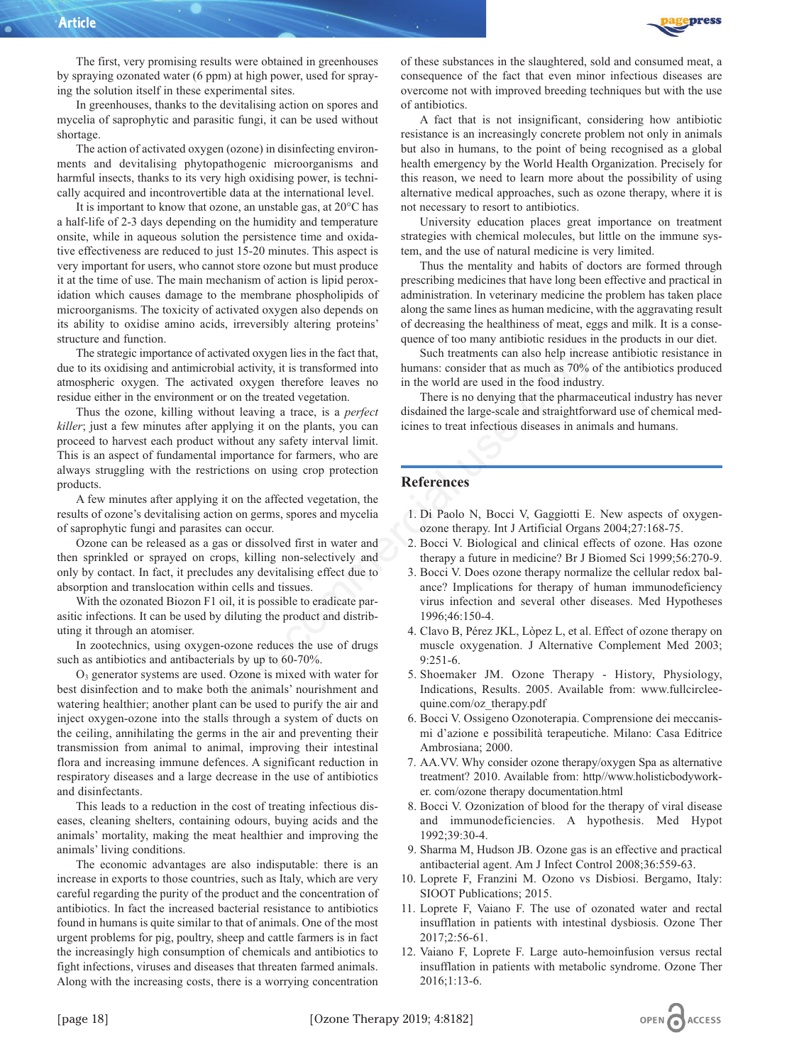The first, very promising results were obtained in greenhouses by spraying ozonated water (6 ppm) at high power, used for spraying the solution itself in these experimental sites.

In greenhouses, thanks to the devitalising action on spores and mycelia of saprophytic and parasitic fungi, it can be used without shortage.

The action of activated oxygen (ozone) in disinfecting environments and devitalising phytopathogenic microorganisms and harmful insects, thanks to its very high oxidising power, is technically acquired and incontrovertible data at the international level.

It is important to know that ozone, an unstable gas, at 20°C has a half-life of 2-3 days depending on the humidity and temperature onsite, while in aqueous solution the persistence time and oxidative effectiveness are reduced to just 15-20 minutes. This aspect is very important for users, who cannot store ozone but must produce it at the time of use. The main mechanism of action is lipid peroxidation which causes damage to the membrane phospholipids of microorganisms. The toxicity of activated oxygen also depends on its ability to oxidise amino acids, irreversibly altering proteins' structure and function.

The strategic importance of activated oxygen lies in the fact that, due to its oxidising and antimicrobial activity, it is transformed into atmospheric oxygen. The activated oxygen therefore leaves no residue either in the environment or on the treated vegetation.

Thus the ozone, killing without leaving a trace, is a *perfect killer*; just a few minutes after applying it on the plants, you can proceed to harvest each product without any safety interval limit. This is an aspect of fundamental importance for farmers, who are always struggling with the restrictions on using crop protection products.

A few minutes after applying it on the affected vegetation, the results of ozone's devitalising action on germs, spores and mycelia of saprophytic fungi and parasites can occur.

Ozone can be released as a gas or dissolved first in water and then sprinkled or sprayed on crops, killing non-selectively and only by contact. In fact, it precludes any devitalising effect due to absorption and translocation within cells and tissues.

With the ozonated Biozon F1 oil, it is possible to eradicate parasitic infections. It can be used by diluting the product and distributing it through an atomiser.

In zootechnics, using oxygen-ozone reduces the use of drugs such as antibiotics and antibacterials by up to 60-70%.

$O_3$ generator systems are used. Ozone is mixed with water for best disinfection and to make both the animals' nourishment and watering healthier; another plant can be used to purify the air and inject oxygen-ozone into the stalls through a system of ducts on the ceiling, annihilating the germs in the air and preventing their transmission from animal to animal, improving their intestinal flora and increasing immune defences. A significant reduction in respiratory diseases and a large decrease in the use of antibiotics and disinfectants.

This leads to a reduction in the cost of treating infectious diseases, cleaning shelters, containing odours, buying acids and the animals' mortality, making the meat healthier and improving the animals' living conditions.

The economic advantages are also indisputable: there is an increase in exports to those countries, such as Italy, which are very careful regarding the purity of the product and the concentration of antibiotics. In fact the increased bacterial resistance to antibiotics found in humans is quite similar to that of animals. One of the most urgent problems for pig, poultry, sheep and cattle farmers is in fact the increasingly high consumption of chemicals and antibiotics to fight infections, viruses and diseases that threaten farmed animals. Along with the increasing costs, there is a worrying concentration of these substances in the slaughtered, sold and consumed meat, a consequence of the fact that even minor infectious diseases are overcome not with improved breeding techniques but with the use of antibiotics.

A fact that is not insignificant, considering how antibiotic resistance is an increasingly concrete problem not only in animals but also in humans, to the point of being recognised as a global health emergency by the World Health Organization. Precisely for this reason, we need to learn more about the possibility of using alternative medical approaches, such as ozone therapy, where it is not necessary to resort to antibiotics.

University education places great importance on treatment strategies with chemical molecules, but little on the immune system, and the use of natural medicine is very limited.

Thus the mentality and habits of doctors are formed through prescribing medicines that have long been effective and practical in administration. In veterinary medicine the problem has taken place along the same lines as human medicine, with the aggravating result of decreasing the healthiness of meat, eggs and milk. It is a consequence of too many antibiotic residues in the products in our diet.

Such treatments can also help increase antibiotic resistance in humans: consider that as much as 70% of the antibiotics produced in the world are used in the food industry.

There is no denying that the pharmaceutical industry has never disdained the large-scale and straightforward use of chemical medicines to treat infectious diseases in animals and humans.

## References

1. Di Paolo N, Bocci V, Gaggiotti E. New aspects of oxygen-ozone therapy. Int J Artificial Organs 2004;27:168-75.
2. Bocci V. Biological and clinical effects of ozone. Has ozone therapy a future in medicine? Br J Biomed Sci 1999;56:270-9.
3. Bocci V. Does ozone therapy normalize the cellular redox balance? Implications for therapy of human immunodeficiency virus infection and several other diseases. Med Hypotheses 1996;46:150-4.
4. Clavo B, Pérez JKL, Lòpez L, et al. Effect of ozone therapy on muscle oxygenation. J Alternative Complement Med 2003; 9:251-6.
5. Shoemaker JM. Ozone Therapy - History, Physiology, Indications, Results. 2005. Available from: www.fullcirclequine.com/oz_therapy.pdf
6. Bocci V. Ossigeno Ozonoterapia. Comprensione dei meccanismi d'azione e possibilità terapeutiche. Milano: Casa Editrice Ambrosiana; 2000.
7. AA.VV. Why consider ozone therapy/oxygen Spa as alternative treatment? 2010. Available from: http//www.holisticbodyworker. com/ozone therapy documentation.html
8. Bocci V. Ozonization of blood for the therapy of viral disease and immunodeficiencies. A hypothesis. Med Hypot 1992;39:30-4.
9. Sharma M, Hudson JB. Ozone gas is an effective and practical antibacterial agent. Am J Infect Control 2008;36:559-63.
10. Loprete F, Franzini M. Ozono vs Disbiosi. Bergamo, Italy: SIOOT Publications; 2015.
11. Loprete F, Vaiano F. The use of ozonated water and rectal insufflation in patients with intestinal dysbiosis. Ozone Ther 2017;2:56-61.
12. Vaiano F, Loprete F. Large auto-hemoinfusion versus rectal insufflation in patients with metabolic syndrome. Ozone Ther 2016;1:13-6.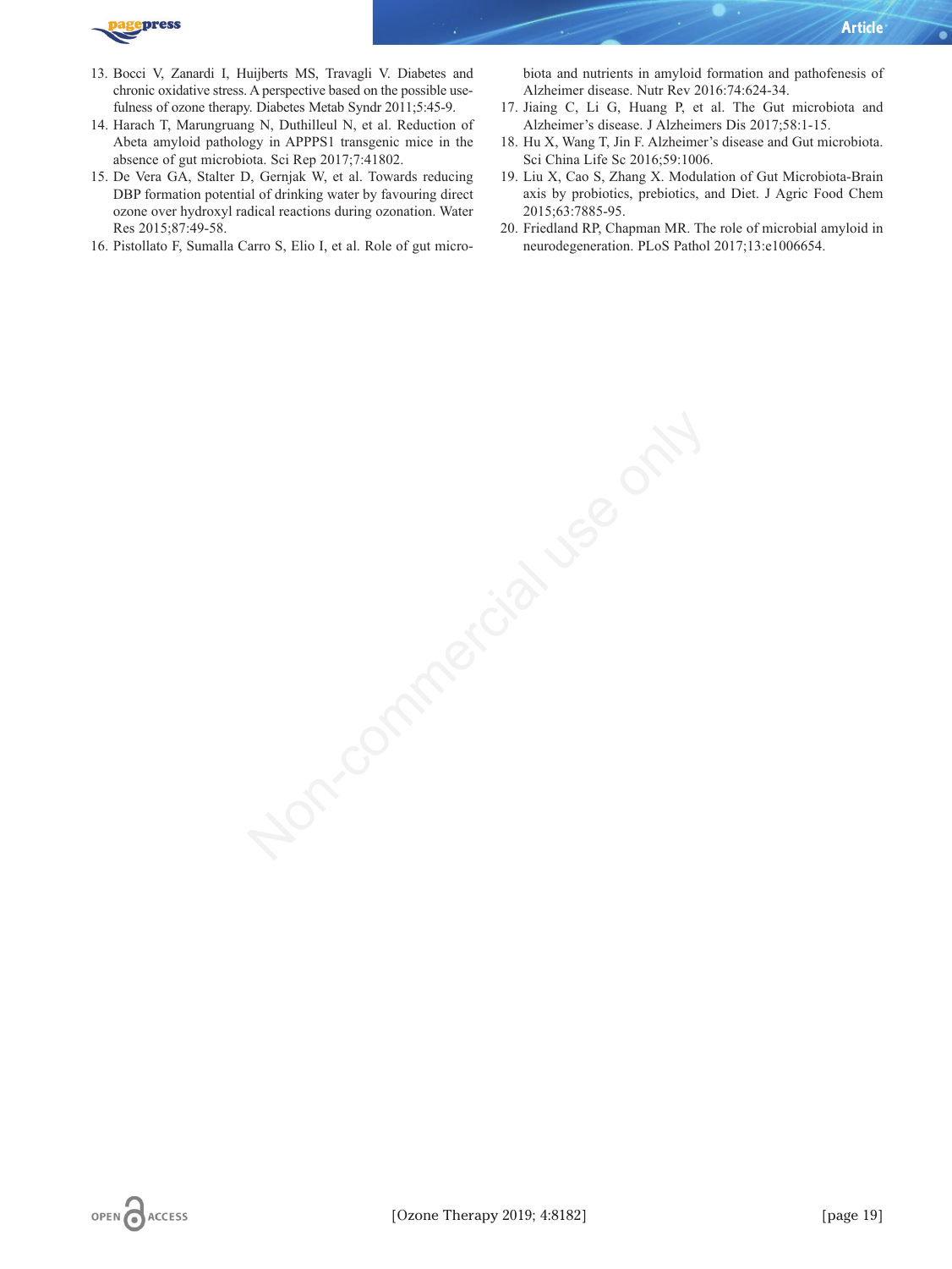13. Bocci V, Zanardi I, Huijberts MS, Travagli V. Diabetes and chronic oxidative stress. A perspective based on the possible usefulness of ozone therapy. Diabetes Metab Syndr 2011;5:45-9.
14. Harach T, Marungruang N, Duthilleul N, et al. Reduction of Abeta amyloid pathology in APPPS1 transgenic mice in the absence of gut microbiota. Sci Rep 2017;7:41802.
15. De Vera GA, Stalter D, Gernjak W, et al. Towards reducing DBP formation potential of drinking water by favouring direct ozone over hydroxyl radical reactions during ozonation. Water Res 2015;87:49-58.
16. Pistollato F, Sumalla Carro S, Elio I, et al. Role of gut microbiota and nutrients in amyloid formation and pathofenesis of Alzheimer disease. Nutr Rev 2016:74:624-34.
17. Jiaing C, Li G, Huang P, et al. The Gut microbiota and Alzheimer's disease. J Alzheimers Dis 2017;58:1-15.
18. Hu X, Wang T, Jin F. Alzheimer's disease and Gut microbiota. Sci China Life Sc 2016;59:1006.
19. Liu X, Cao S, Zhang X. Modulation of Gut Microbiota-Brain axis by probiotics, prebiotics, and Diet. J Agric Food Chem 2015;63:7885-95.
20. Friedland RP, Chapman MR. The role of microbial amyloid in neurodegeneration. PLoS Pathol 2017;13:e1006654.